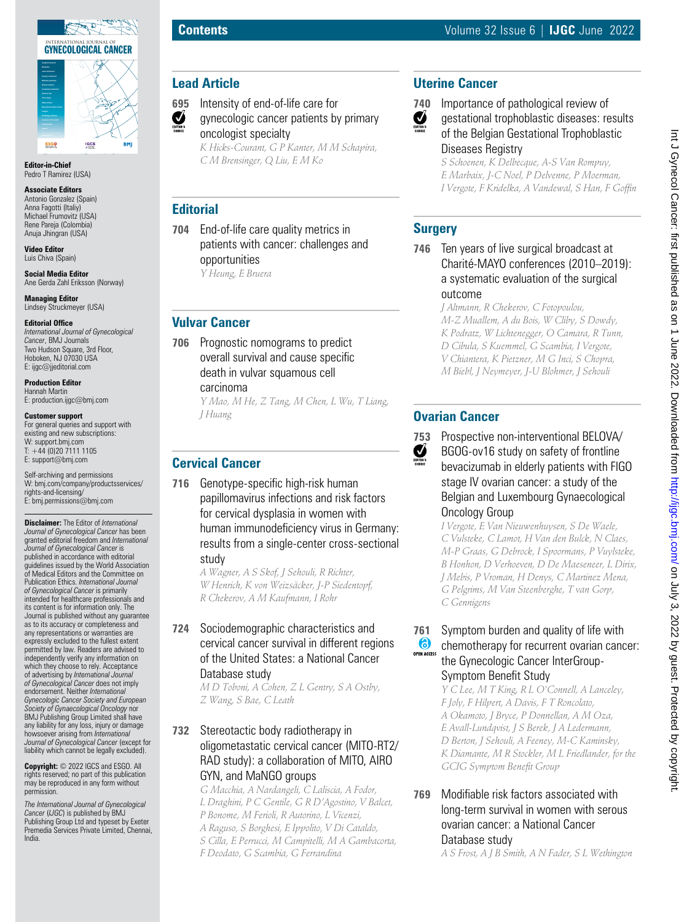# Contents

**Editor-in-Chief**
Pedro T Ramirez (USA)

**Associate Editors**
Antonio Gonzalez (Spain)
Anna Fagotti (Italiy)
Michael Frumovitz (USA)
Rene Pareja (Colombia)
Anuja Jhingran (USA)

**Video Editor**
Luis Chiva (Spain)

**Social Media Editor**
Ane Gerda Zahl Eriksson (Norway)

**Managing Editor**
Lindsey Struckmeyer (USA)

**Editorial Office**
*International Journal of Gynecological Cancer*, BMJ Journals
Two Hudson Square, 3rd Floor,
Hoboken, NJ 07030 USA
E: ijgc@jjeditorial.com

**Production Editor**
Hannah Martin
E: production.ijgc@bmj.com

**Customer support**
For general queries and support with existing and new subscriptions:
W: support.bmj.com
T: +44 (0)20 7111 1105
E: support@bmj.com

Self-archiving and permissions
W: bmj.com/company/productsservices/rights-and-licensing/
E: bmj.permissions@bmj.com

**Disclaimer:** The Editor of *International Journal of Gynecological Cancer* has been granted editorial freedom and *International Journal of Gynecological Cancer* is published in accordance with editorial guidelines issued by the World Association of Medical Editors and the Committee on Publication Ethics. *International Journal of Gynecological Cancer* is primarily intended for healthcare professionals and its content is for information only. The Journal is published without any guarantee as to its accuracy or completeness and any representations or warranties are expressly excluded to the fullest extent permitted by law. Readers are advised to independently verify any information on which they choose to rely. Acceptance of advertising by *International Journal of Gynecological Cancer* does not imply endorsement. Neither *International Gynecologic Cancer Society and European Society of Gynaecological Oncology* nor BMJ Publishing Group Limited shall have any liability for any loss, injury or damage howsoever arising from *International Journal of Gynecological Cancer* (except for liability which cannot be legally excluded).

**Copyright:** © 2022 IGCS and ESGO. All rights reserved; no part of this publication may be reproduced in any form without permission.

*The International Journal of Gynecological Cancer* (*IJGC*) is published by BMJ Publishing Group Ltd and typeset by Exeter Premedia Services Private Limited, Chennai, India.

## Lead Article

**695** Intensity of end-of-life care for gynecologic cancer patients by primary oncologist specialty (Editor's Choice)
*K Hicks-Courant, G P Kanter, M M Schapira, C M Brensinger, Q Liu, E M Ko*

## Editorial

**704** End-of-life care quality metrics in patients with cancer: challenges and opportunities
*Y Heung, E Bruera*

## Vulvar Cancer

**706** Prognostic nomograms to predict overall survival and cause specific death in vulvar squamous cell carcinoma
*Y Mao, M He, Z Tang, M Chen, L Wu, T Liang, J Huang*

## Cervical Cancer

**716** Genotype-specific high-risk human papillomavirus infections and risk factors for cervical dysplasia in women with human immunodeficiency virus in Germany: results from a single-center cross-sectional study
*A Wagner, A S Skof, J Sehouli, R Richter, W Henrich, K von Weizsäcker, J-P Siedentopf, R Chekerov, A M Kaufmann, I Rohr*

**724** Sociodemographic characteristics and cervical cancer survival in different regions of the United States: a National Cancer Database study
*M D Toboni, A Cohen, Z L Gentry, S A Ostby, Z Wang, S Bae, C Leath*

**732** Stereotactic body radiotherapy in oligometastatic cervical cancer (MITO-RT2/RAD study): a collaboration of MITO, AIRO GYN, and MaNGO groups
*G Macchia, A Nardangeli, C Laliscia, A Fodor, L Draghini, P C Gentile, G R D'Agostino, V Balcet, P Bonome, M Ferioli, R Autorino, L Vicenzi, A Raguso, S Borghesi, E Ippolito, V Di Cataldo, S Cilla, E Perrucci, M Campitelli, M A Gambacorta, F Deodato, G Scambia, G Ferrandina*

## Uterine Cancer

**740** Importance of pathological review of gestational trophoblastic diseases: results of the Belgian Gestational Trophoblastic Diseases Registry (Editor's Choice)
*S Schoenen, K Delbecque, A-S Van Rompuy, E Marbaix, J-C Noel, P Delvenne, P Moerman, I Vergote, F Kridelka, A Vandewal, S Han, F Goffin*

## Surgery

**746** Ten years of live surgical broadcast at Charité-MAYO conferences (2010–2019): a systematic evaluation of the surgical outcome
*J Altmann, R Chekerov, C Fotopoulou, M-Z Muallem, A du Bois, W Cliby, S Dowdy, K Podratz, W Lichtenegger, O Camara, R Tunn, D Cibula, S Kuemmel, G Scambia, I Vergote, V Chiantera, K Pietzner, M G Inci, S Chopra, M Biebl, J Neymeyer, J-U Blohmer, J Sehouli*

## Ovarian Cancer

**753** Prospective non-interventional BELOVA/BGOG-ov16 study on safety of frontline bevacizumab in elderly patients with FIGO stage IV ovarian cancer: a study of the Belgian and Luxembourg Gynaecological Oncology Group (Editor's Choice)
*I Vergote, E Van Nieuwenhuysen, S De Waele, C Vulsteke, C Lamot, H Van den Bulck, N Claes, M-P Graas, G Debrock, I Spoormans, P Vuylsteke, B Honhon, D Verhoeven, D De Maeseneer, L Dirix, J Mebis, P Vroman, H Denys, C Martinez Mena, G Pelgrims, M Van Steenberghe, T van Gorp, C Gennigens*

**761** Symptom burden and quality of life with chemotherapy for recurrent ovarian cancer: the Gynecologic Cancer InterGroup-Symptom Benefit Study (Open Access)
*Y C Lee, M T King, R L O'Connell, A Lanceley, F Joly, F Hilpert, A Davis, F T Roncolato, A Okamoto, J Bryce, P Donnellan, A M Oza, E Avall-Lundqvist, J S Berek, J A Ledermann, D Berton, J Sehouli, A Feeney, M-C Kaminsky, K Diamante, M R Stockler, M L Friedlander, for the GCIG Symptom Benefit Group*

**769** Modifiable risk factors associated with long-term survival in women with serous ovarian cancer: a National Cancer Database study
*A S Frost, A J B Smith, A N Fader, S L Wethington*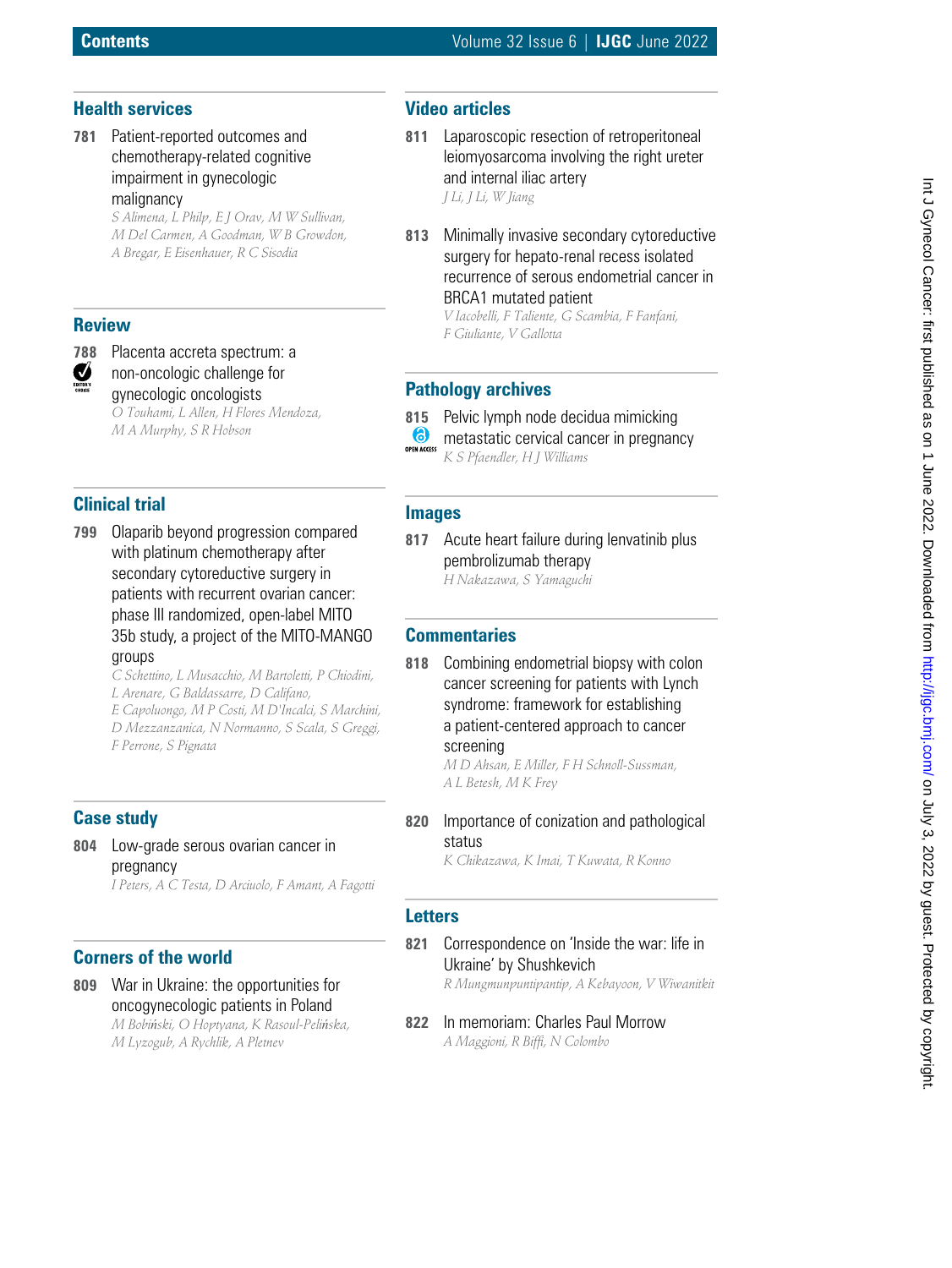## Health services

**781** Patient-reported outcomes and chemotherapy-related cognitive impairment in gynecologic malignancy
*S Alimena, L Philp, E J Orav, M W Sullivan, M Del Carmen, A Goodman, W B Growdon, A Bregar, E Eisenhauer, R C Sisodia*

## Review

**788** Placenta accreta spectrum: a non-oncologic challenge for gynecologic oncologists
*O Touhami, L Allen, H Flores Mendoza, M A Murphy, S R Hobson*

## Clinical trial

**799** Olaparib beyond progression compared with platinum chemotherapy after secondary cytoreductive surgery in patients with recurrent ovarian cancer: phase III randomized, open-label MITO 35b study, a project of the MITO-MANGO groups
*C Schettino, L Musacchio, M Bartoletti, P Chiodini, L Arenare, G Baldassarre, D Califano, E Capoluongo, M P Costi, M D'Incalci, S Marchini, D Mezzanzanica, N Normanno, S Scala, S Greggi, F Perrone, S Pignata*

## Case study

**804** Low-grade serous ovarian cancer in pregnancy
*I Peters, A C Testa, D Arciuolo, F Amant, A Fagotti*

## Corners of the world

**809** War in Ukraine: the opportunities for oncogynecologic patients in Poland
*M Bobiński, O Hoptyana, K Rasoul-Pelińska, M Lyzogub, A Rychlik, A Pletnev*

## Video articles

**811** Laparoscopic resection of retroperitoneal leiomyosarcoma involving the right ureter and internal iliac artery
*J Li, J Li, W Jiang*

**813** Minimally invasive secondary cytoreductive surgery for hepato-renal recess isolated recurrence of serous endometrial cancer in BRCA1 mutated patient
*V Iacobelli, F Taliente, G Scambia, F Fanfani, F Giuliante, V Gallotta*

## Pathology archives

**815** Pelvic lymph node decidua mimicking metastatic cervical cancer in pregnancy
*K S Pfaendler, H J Williams*

## Images

**817** Acute heart failure during lenvatinib plus pembrolizumab therapy
*H Nakazawa, S Yamaguchi*

## Commentaries

**818** Combining endometrial biopsy with colon cancer screening for patients with Lynch syndrome: framework for establishing a patient-centered approach to cancer screening
*M D Ahsan, E Miller, F H Schnoll-Sussman, A L Betesh, M K Frey*

**820** Importance of conization and pathological status
*K Chikazawa, K Imai, T Kuwata, R Konno*

## Letters

**821** Correspondence on 'Inside the war: life in Ukraine' by Shushkevich
*R Mungmunpuntipantip, A Kebayoon, V Wiwanitkit*

**822** In memoriam: Charles Paul Morrow
*A Maggioni, R Biffi, N Colombo*